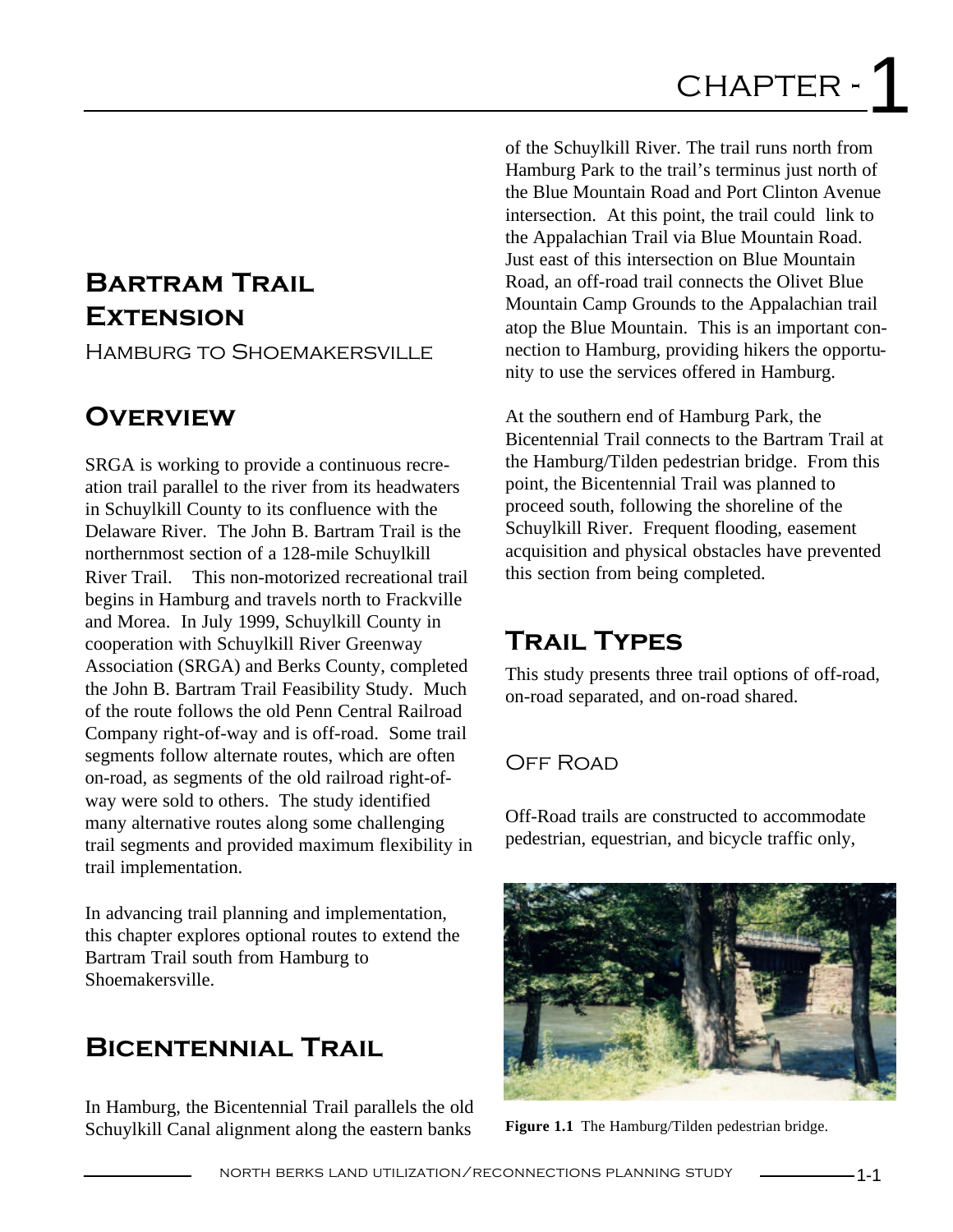// CHAPTER - 1

# Bartram Trail Extension

Hamburg to Shoemakersville

## Overview

SRGA is working to provide a continuous recreation trail parallel to the river from its headwaters in Schuylkill County to its confluence with the Delaware River. The John B. Bartram Trail is the northernmost section of a 128-mile Schuylkill River Trail. This non-motorized recreational trail begins in Hamburg and travels north to Frackville and Morea. In July 1999, Schuylkill County in cooperation with Schuylkill River Greenway Association (SRGA) and Berks County, completed the John B. Bartram Trail Feasibility Study. Much of the route follows the old Penn Central Railroad Company right-of-way and is off-road. Some trail segments follow alternate routes, which are often on-road, as segments of the old railroad right-of-way were sold to others. The study identified many alternative routes along some challenging trail segments and provided maximum flexibility in trail implementation.

In advancing trail planning and implementation, this chapter explores optional routes to extend the Bartram Trail south from Hamburg to Shoemakersville.

## Bicentennial Trail

In Hamburg, the Bicentennial Trail parallels the old Schuylkill Canal alignment along the eastern banks of the Schuylkill River. The trail runs north from Hamburg Park to the trail's terminus just north of the Blue Mountain Road and Port Clinton Avenue intersection. At this point, the trail could link to the Appalachian Trail via Blue Mountain Road. Just east of this intersection on Blue Mountain Road, an off-road trail connects the Olivet Blue Mountain Camp Grounds to the Appalachian trail atop the Blue Mountain. This is an important connection to Hamburg, providing hikers the opportunity to use the services offered in Hamburg.

At the southern end of Hamburg Park, the Bicentennial Trail connects to the Bartram Trail at the Hamburg/Tilden pedestrian bridge. From this point, the Bicentennial Trail was planned to proceed south, following the shoreline of the Schuylkill River. Frequent flooding, easement acquisition and physical obstacles have prevented this section from being completed.

## Trail Types

This study presents three trail options of off-road, on-road separated, and on-road shared.

### Off Road

Off-Road trails are constructed to accommodate pedestrian, equestrian, and bicycle traffic only,

**Figure 1.1** The Hamburg/Tilden pedestrian bridge.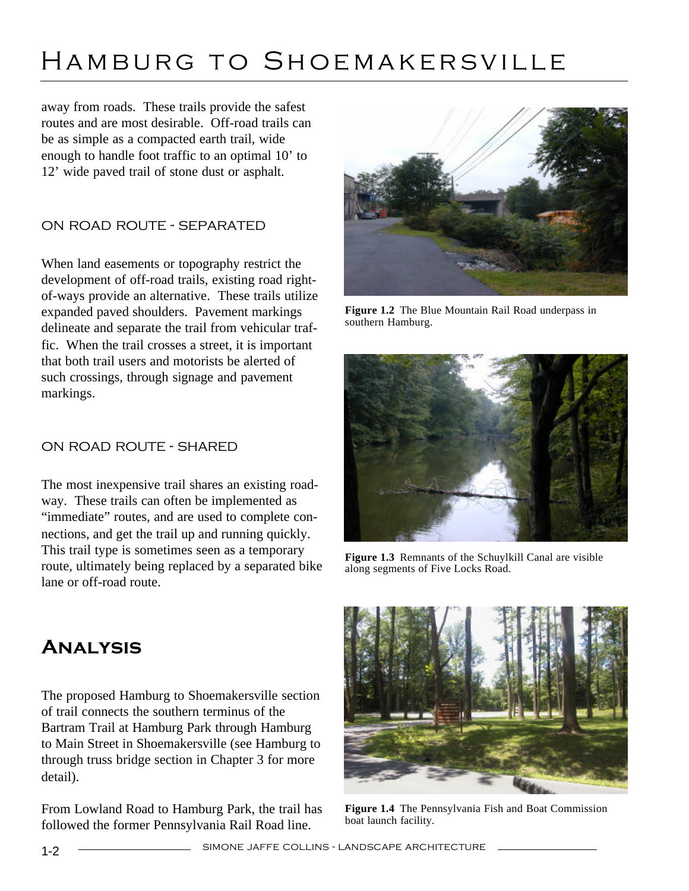away from roads. These trails provide the safest routes and are most desirable. Off-road trails can be as simple as a compacted earth trail, wide enough to handle foot traffic to an optimal 10' to 12' wide paved trail of stone dust or asphalt.

### ON ROAD ROUTE - SEPARATED

When land easements or topography restrict the development of off-road trails, existing road right-of-ways provide an alternative. These trails utilize expanded paved shoulders. Pavement markings delineate and separate the trail from vehicular traffic. When the trail crosses a street, it is important that both trail users and motorists be alerted of such crossings, through signage and pavement markings.

### ON ROAD ROUTE - SHARED

The most inexpensive trail shares an existing roadway. These trails can often be implemented as "immediate" routes, and are used to complete connections, and get the trail up and running quickly. This trail type is sometimes seen as a temporary route, ultimately being replaced by a separated bike lane or off-road route.

**Figure 1.2** The Blue Mountain Rail Road underpass in southern Hamburg.

**Figure 1.3** Remnants of the Schuylkill Canal are visible along segments of Five Locks Road.

**Figure 1.4** The Pennsylvania Fish and Boat Commission boat launch facility.

## Analysis

The proposed Hamburg to Shoemakersville section of trail connects the southern terminus of the Bartram Trail at Hamburg Park through Hamburg to Main Street in Shoemakersville (see Hamburg to through truss bridge section in Chapter 3 for more detail).

From Lowland Road to Hamburg Park, the trail has followed the former Pennsylvania Rail Road line.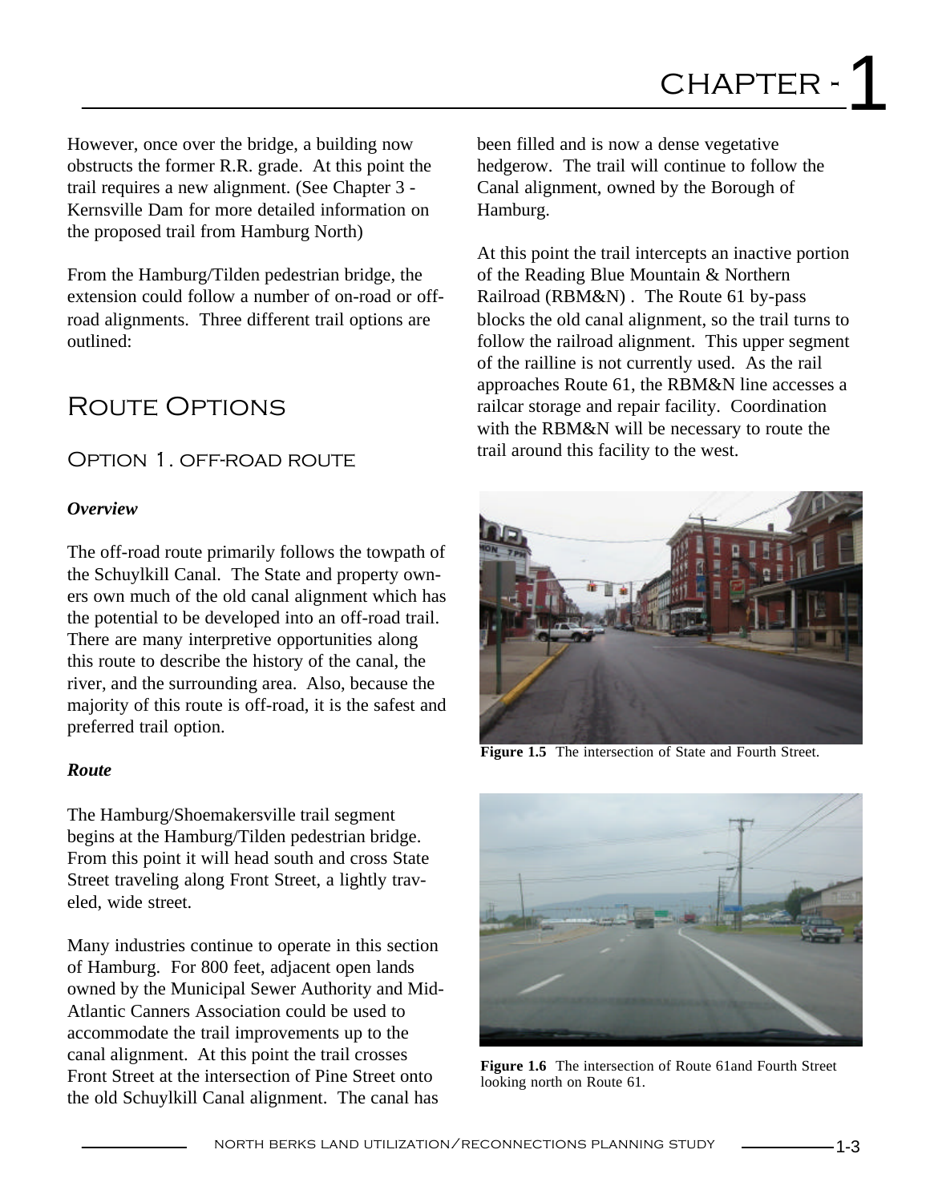However, once over the bridge, a building now obstructs the former R.R. grade. At this point the trail requires a new alignment. (See Chapter 3 - Kernsville Dam for more detailed information on the proposed trail from Hamburg North)

From the Hamburg/Tilden pedestrian bridge, the extension could follow a number of on-road or off-road alignments. Three different trail options are outlined:

## Route Options

### Option 1. off-road route

***Overview***

The off-road route primarily follows the towpath of the Schuylkill Canal. The State and property owners own much of the old canal alignment which has the potential to be developed into an off-road trail. There are many interpretive opportunities along this route to describe the history of the canal, the river, and the surrounding area. Also, because the majority of this route is off-road, it is the safest and preferred trail option.

***Route***

The Hamburg/Shoemakersville trail segment begins at the Hamburg/Tilden pedestrian bridge. From this point it will head south and cross State Street traveling along Front Street, a lightly traveled, wide street.

Many industries continue to operate in this section of Hamburg. For 800 feet, adjacent open lands owned by the Municipal Sewer Authority and Mid-Atlantic Canners Association could be used to accommodate the trail improvements up to the canal alignment. At this point the trail crosses Front Street at the intersection of Pine Street onto the old Schuylkill Canal alignment. The canal has been filled and is now a dense vegetative hedgerow. The trail will continue to follow the Canal alignment, owned by the Borough of Hamburg.

At this point the trail intercepts an inactive portion of the Reading Blue Mountain & Northern Railroad (RBM&N) . The Route 61 by-pass blocks the old canal alignment, so the trail turns to follow the railroad alignment. This upper segment of the railline is not currently used. As the rail approaches Route 61, the RBM&N line accesses a railcar storage and repair facility. Coordination with the RBM&N will be necessary to route the trail around this facility to the west.

**Figure 1.5** The intersection of State and Fourth Street.

**Figure 1.6** The intersection of Route 61and Fourth Street looking north on Route 61.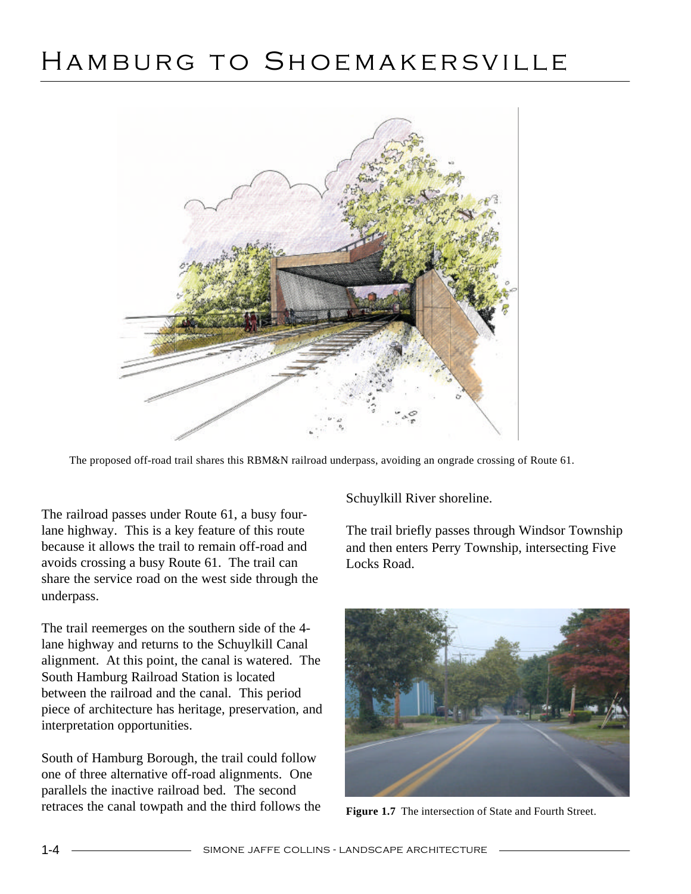# Hamburg to Shoemakersville

The proposed off-road trail shares this RBM&N railroad underpass, avoiding an ongrade crossing of Route 61.

The railroad passes under Route 61, a busy four-lane highway. This is a key feature of this route because it allows the trail to remain off-road and avoids crossing a busy Route 61. The trail can share the service road on the west side through the underpass.

The trail reemerges on the southern side of the 4-lane highway and returns to the Schuylkill Canal alignment. At this point, the canal is watered. The South Hamburg Railroad Station is located between the railroad and the canal. This period piece of architecture has heritage, preservation, and interpretation opportunities.

South of Hamburg Borough, the trail could follow one of three alternative off-road alignments. One parallels the inactive railroad bed. The second retraces the canal towpath and the third follows the Schuylkill River shoreline.

The trail briefly passes through Windsor Township and then enters Perry Township, intersecting Five Locks Road.

**Figure 1.7** The intersection of State and Fourth Street.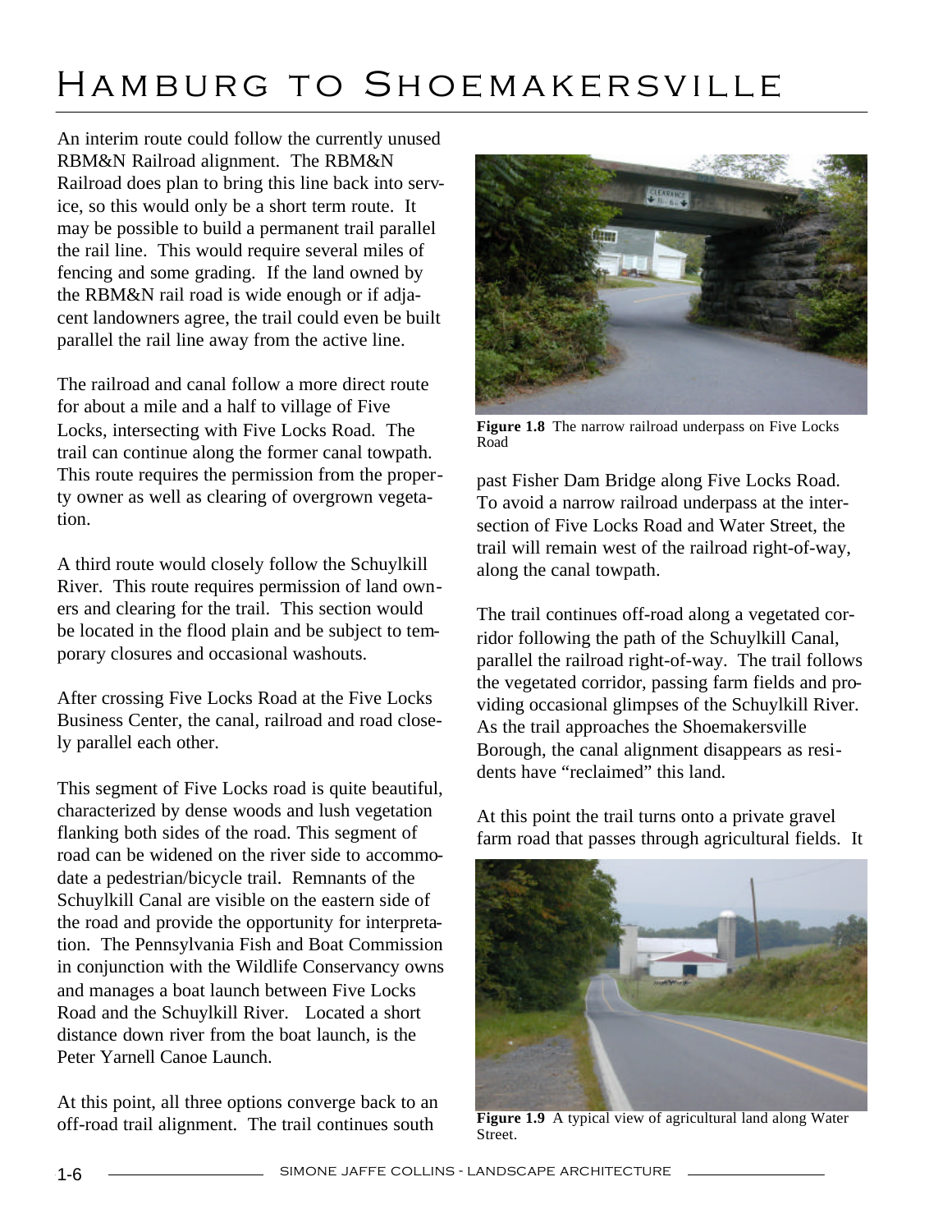# Hamburg to Shoemakersville

An interim route could follow the currently unused RBM&N Railroad alignment. The RBM&N Railroad does plan to bring this line back into service, so this would only be a short term route. It may be possible to build a permanent trail parallel the rail line. This would require several miles of fencing and some grading. If the land owned by the RBM&N rail road is wide enough or if adjacent landowners agree, the trail could even be built parallel the rail line away from the active line.

The railroad and canal follow a more direct route for about a mile and a half to village of Five Locks, intersecting with Five Locks Road. The trail can continue along the former canal towpath. This route requires the permission from the property owner as well as clearing of overgrown vegetation.

A third route would closely follow the Schuylkill River. This route requires permission of land owners and clearing for the trail. This section would be located in the flood plain and be subject to temporary closures and occasional washouts.

After crossing Five Locks Road at the Five Locks Business Center, the canal, railroad and road closely parallel each other.

This segment of Five Locks road is quite beautiful, characterized by dense woods and lush vegetation flanking both sides of the road. This segment of road can be widened on the river side to accommodate a pedestrian/bicycle trail. Remnants of the Schuylkill Canal are visible on the eastern side of the road and provide the opportunity for interpretation. The Pennsylvania Fish and Boat Commission in conjunction with the Wildlife Conservancy owns and manages a boat launch between Five Locks Road and the Schuylkill River. Located a short distance down river from the boat launch, is the Peter Yarnell Canoe Launch.

At this point, all three options converge back to an off-road trail alignment. The trail continues south past Fisher Dam Bridge along Five Locks Road. To avoid a narrow railroad underpass at the intersection of Five Locks Road and Water Street, the trail will remain west of the railroad right-of-way, along the canal towpath.

**Figure 1.8** The narrow railroad underpass on Five Locks Road

The trail continues off-road along a vegetated corridor following the path of the Schuylkill Canal, parallel the railroad right-of-way. The trail follows the vegetated corridor, passing farm fields and providing occasional glimpses of the Schuylkill River. As the trail approaches the Shoemakersville Borough, the canal alignment disappears as residents have "reclaimed" this land.

At this point the trail turns onto a private gravel farm road that passes through agricultural fields. It

**Figure 1.9** A typical view of agricultural land along Water Street.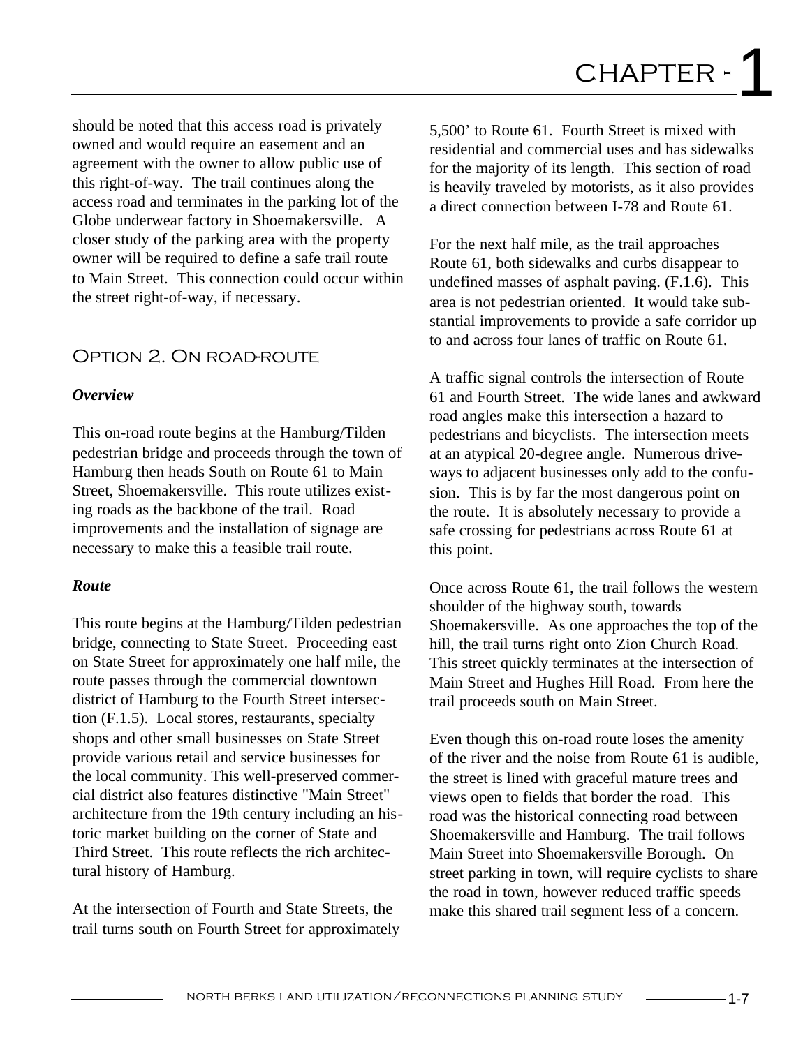should be noted that this access road is privately owned and would require an easement and an agreement with the owner to allow public use of this right-of-way. The trail continues along the access road and terminates in the parking lot of the Globe underwear factory in Shoemakersville. A closer study of the parking area with the property owner will be required to define a safe trail route to Main Street. This connection could occur within the street right-of-way, if necessary.

## Option 2. On road-route

### *Overview*

This on-road route begins at the Hamburg/Tilden pedestrian bridge and proceeds through the town of Hamburg then heads South on Route 61 to Main Street, Shoemakersville. This route utilizes existing roads as the backbone of the trail. Road improvements and the installation of signage are necessary to make this a feasible trail route.

### *Route*

This route begins at the Hamburg/Tilden pedestrian bridge, connecting to State Street. Proceeding east on State Street for approximately one half mile, the route passes through the commercial downtown district of Hamburg to the Fourth Street intersection (F.1.5). Local stores, restaurants, specialty shops and other small businesses on State Street provide various retail and service businesses for the local community. This well-preserved commercial district also features distinctive "Main Street" architecture from the 19th century including an historic market building on the corner of State and Third Street. This route reflects the rich architectural history of Hamburg.

At the intersection of Fourth and State Streets, the trail turns south on Fourth Street for approximately 5,500' to Route 61. Fourth Street is mixed with residential and commercial uses and has sidewalks for the majority of its length. This section of road is heavily traveled by motorists, as it also provides a direct connection between I-78 and Route 61.

For the next half mile, as the trail approaches Route 61, both sidewalks and curbs disappear to undefined masses of asphalt paving. (F.1.6). This area is not pedestrian oriented. It would take substantial improvements to provide a safe corridor up to and across four lanes of traffic on Route 61.

A traffic signal controls the intersection of Route 61 and Fourth Street. The wide lanes and awkward road angles make this intersection a hazard to pedestrians and bicyclists. The intersection meets at an atypical 20-degree angle. Numerous driveways to adjacent businesses only add to the confusion. This is by far the most dangerous point on the route. It is absolutely necessary to provide a safe crossing for pedestrians across Route 61 at this point.

Once across Route 61, the trail follows the western shoulder of the highway south, towards Shoemakersville. As one approaches the top of the hill, the trail turns right onto Zion Church Road. This street quickly terminates at the intersection of Main Street and Hughes Hill Road. From here the trail proceeds south on Main Street.

Even though this on-road route loses the amenity of the river and the noise from Route 61 is audible, the street is lined with graceful mature trees and views open to fields that border the road. This road was the historical connecting road between Shoemakersville and Hamburg. The trail follows Main Street into Shoemakersville Borough. On street parking in town, will require cyclists to share the road in town, however reduced traffic speeds make this shared trail segment less of a concern.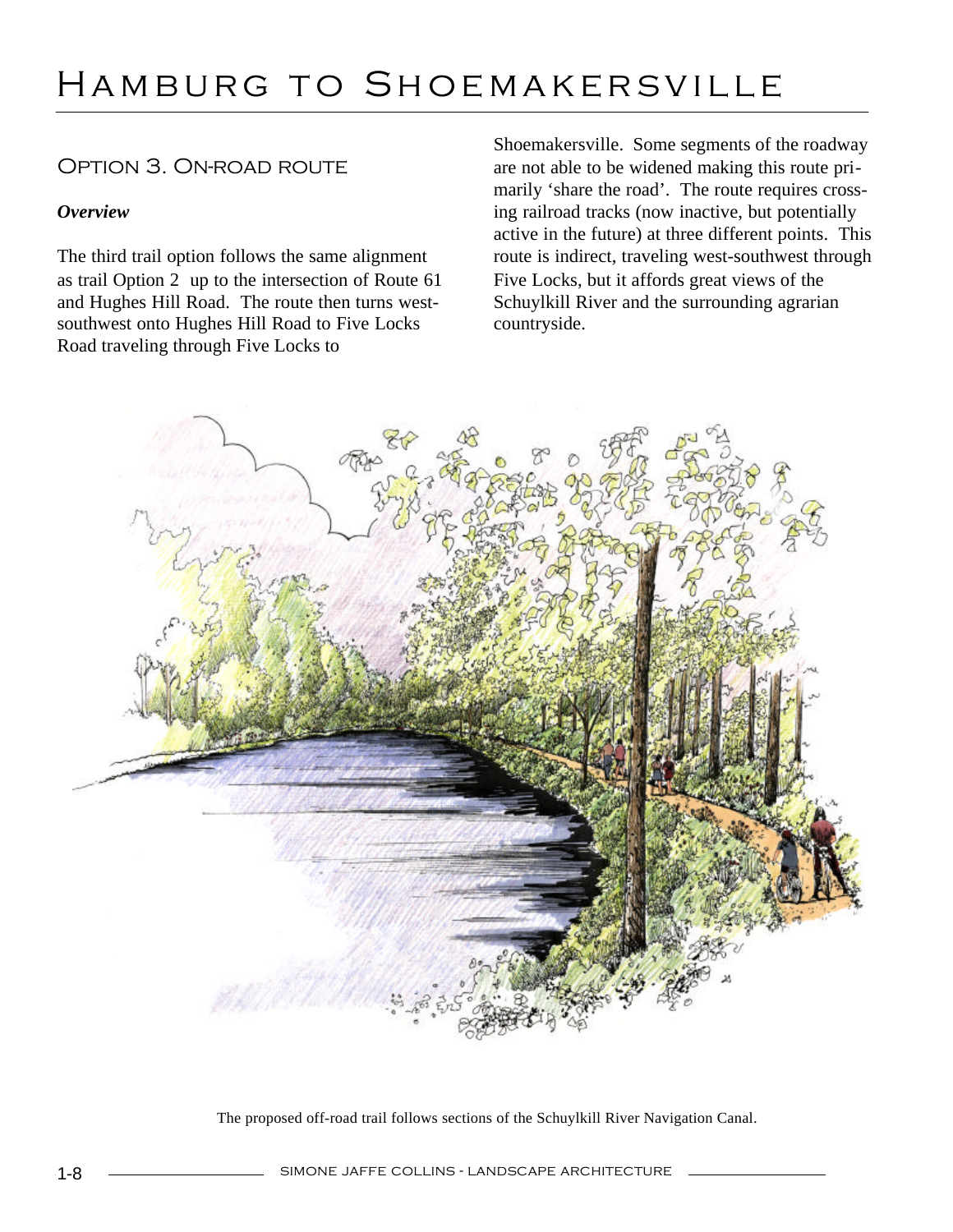# Hamburg to Shoemakersville

## Option 3. On-road route

***Overview***

The third trail option follows the same alignment as trail Option 2 up to the intersection of Route 61 and Hughes Hill Road. The route then turns west-southwest onto Hughes Hill Road to Five Locks Road traveling through Five Locks to Shoemakersville. Some segments of the roadway are not able to be widened making this route primarily 'share the road'. The route requires crossing railroad tracks (now inactive, but potentially active in the future) at three different points. This route is indirect, traveling west-southwest through Five Locks, but it affords great views of the Schuylkill River and the surrounding agrarian countryside.

The proposed off-road trail follows sections of the Schuylkill River Navigation Canal.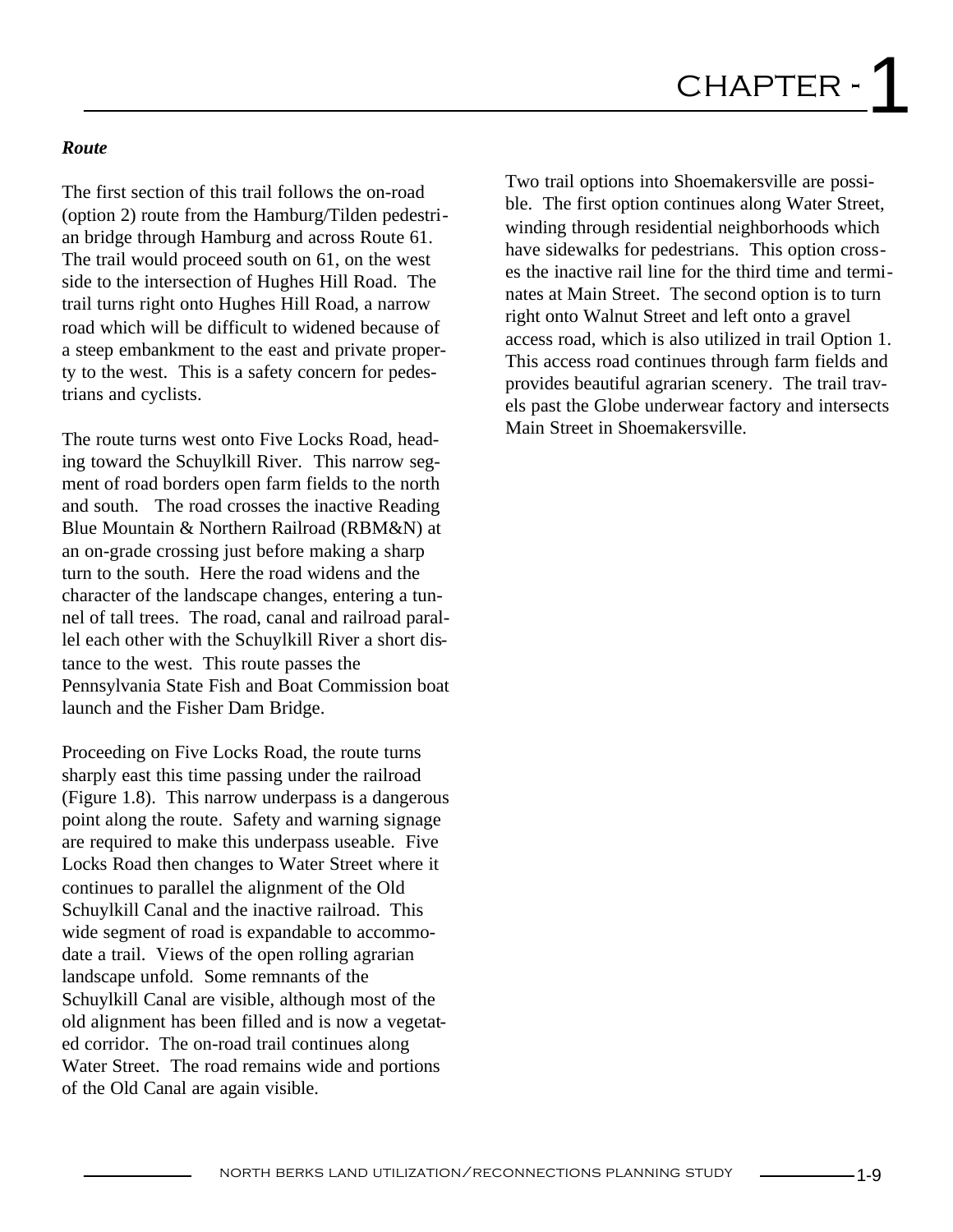### *Route*

The first section of this trail follows the on-road (option 2) route from the Hamburg/Tilden pedestrian bridge through Hamburg and across Route 61. The trail would proceed south on 61, on the west side to the intersection of Hughes Hill Road. The trail turns right onto Hughes Hill Road, a narrow road which will be difficult to widened because of a steep embankment to the east and private property to the west. This is a safety concern for pedestrians and cyclists.

The route turns west onto Five Locks Road, heading toward the Schuylkill River. This narrow segment of road borders open farm fields to the north and south. The road crosses the inactive Reading Blue Mountain & Northern Railroad (RBM&N) at an on-grade crossing just before making a sharp turn to the south. Here the road widens and the character of the landscape changes, entering a tunnel of tall trees. The road, canal and railroad parallel each other with the Schuylkill River a short distance to the west. This route passes the Pennsylvania State Fish and Boat Commission boat launch and the Fisher Dam Bridge.

Proceeding on Five Locks Road, the route turns sharply east this time passing under the railroad (Figure 1.8). This narrow underpass is a dangerous point along the route. Safety and warning signage are required to make this underpass useable. Five Locks Road then changes to Water Street where it continues to parallel the alignment of the Old Schuylkill Canal and the inactive railroad. This wide segment of road is expandable to accommodate a trail. Views of the open rolling agrarian landscape unfold. Some remnants of the Schuylkill Canal are visible, although most of the old alignment has been filled and is now a vegetated corridor. The on-road trail continues along Water Street. The road remains wide and portions of the Old Canal are again visible.

Two trail options into Shoemakersville are possible. The first option continues along Water Street, winding through residential neighborhoods which have sidewalks for pedestrians. This option crosses the inactive rail line for the third time and terminates at Main Street. The second option is to turn right onto Walnut Street and left onto a gravel access road, which is also utilized in trail Option 1. This access road continues through farm fields and provides beautiful agrarian scenery. The trail travels past the Globe underwear factory and intersects Main Street in Shoemakersville.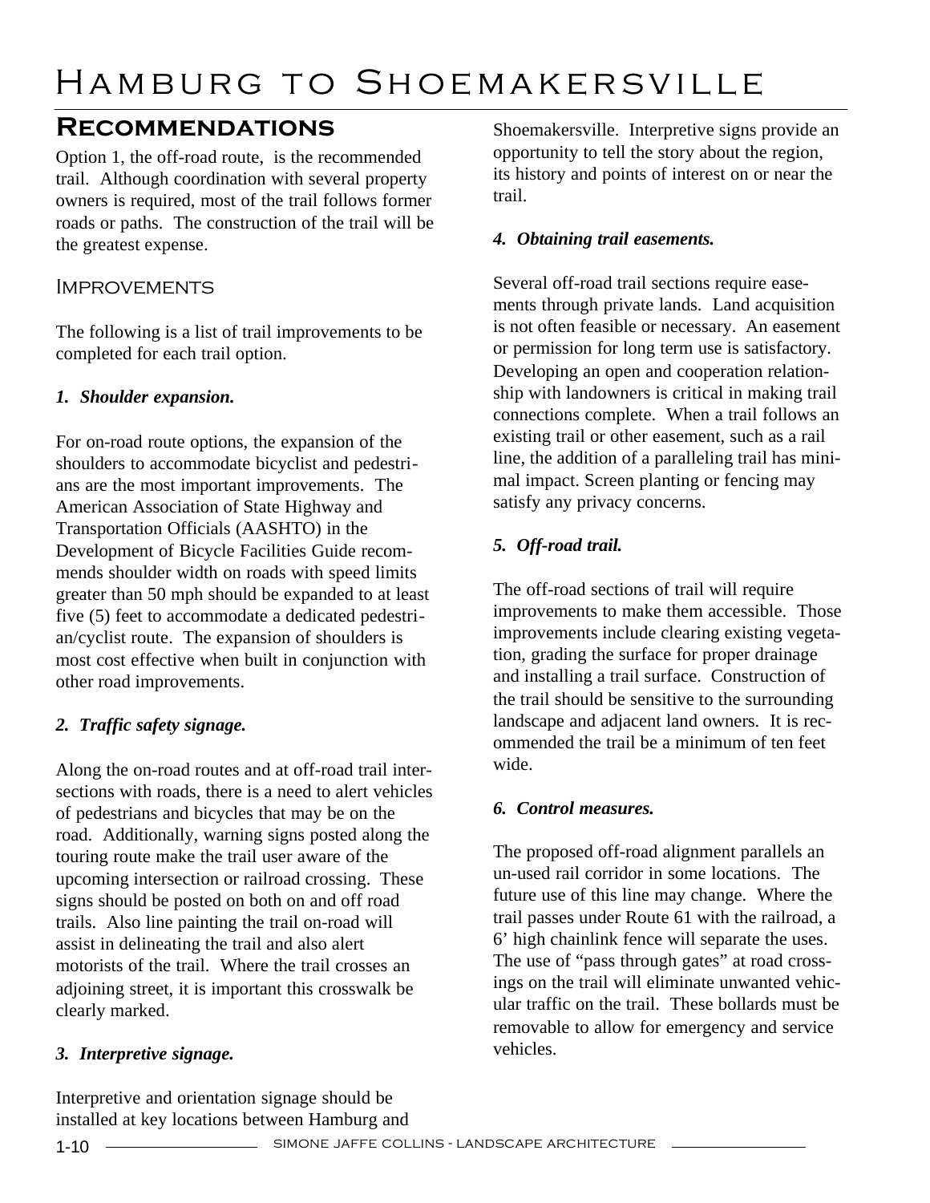# Hamburg to Shoemakersville

## Recommendations

Option 1, the off-road route, is the recommended trail. Although coordination with several property owners is required, most of the trail follows former roads or paths. The construction of the trail will be the greatest expense.

### Improvements

The following is a list of trail improvements to be completed for each trail option.

***1. Shoulder expansion.***

For on-road route options, the expansion of the shoulders to accommodate bicyclist and pedestrians are the most important improvements. The American Association of State Highway and Transportation Officials (AASHTO) in the Development of Bicycle Facilities Guide recommends shoulder width on roads with speed limits greater than 50 mph should be expanded to at least five (5) feet to accommodate a dedicated pedestrian/cyclist route. The expansion of shoulders is most cost effective when built in conjunction with other road improvements.

***2. Traffic safety signage.***

Along the on-road routes and at off-road trail intersections with roads, there is a need to alert vehicles of pedestrians and bicycles that may be on the road. Additionally, warning signs posted along the touring route make the trail user aware of the upcoming intersection or railroad crossing. These signs should be posted on both on and off road trails. Also line painting the trail on-road will assist in delineating the trail and also alert motorists of the trail. Where the trail crosses an adjoining street, it is important this crosswalk be clearly marked.

***3. Interpretive signage.***

Interpretive and orientation signage should be installed at key locations between Hamburg and Shoemakersville. Interpretive signs provide an opportunity to tell the story about the region, its history and points of interest on or near the trail.

***4. Obtaining trail easements.***

Several off-road trail sections require easements through private lands. Land acquisition is not often feasible or necessary. An easement or permission for long term use is satisfactory. Developing an open and cooperation relationship with landowners is critical in making trail connections complete. When a trail follows an existing trail or other easement, such as a rail line, the addition of a paralleling trail has minimal impact. Screen planting or fencing may satisfy any privacy concerns.

***5. Off-road trail.***

The off-road sections of trail will require improvements to make them accessible. Those improvements include clearing existing vegetation, grading the surface for proper drainage and installing a trail surface. Construction of the trail should be sensitive to the surrounding landscape and adjacent land owners. It is recommended the trail be a minimum of ten feet wide.

***6. Control measures.***

The proposed off-road alignment parallels an un-used rail corridor in some locations. The future use of this line may change. Where the trail passes under Route 61 with the railroad, a 6' high chainlink fence will separate the uses. The use of "pass through gates" at road crossings on the trail will eliminate unwanted vehicular traffic on the trail. These bollards must be removable to allow for emergency and service vehicles.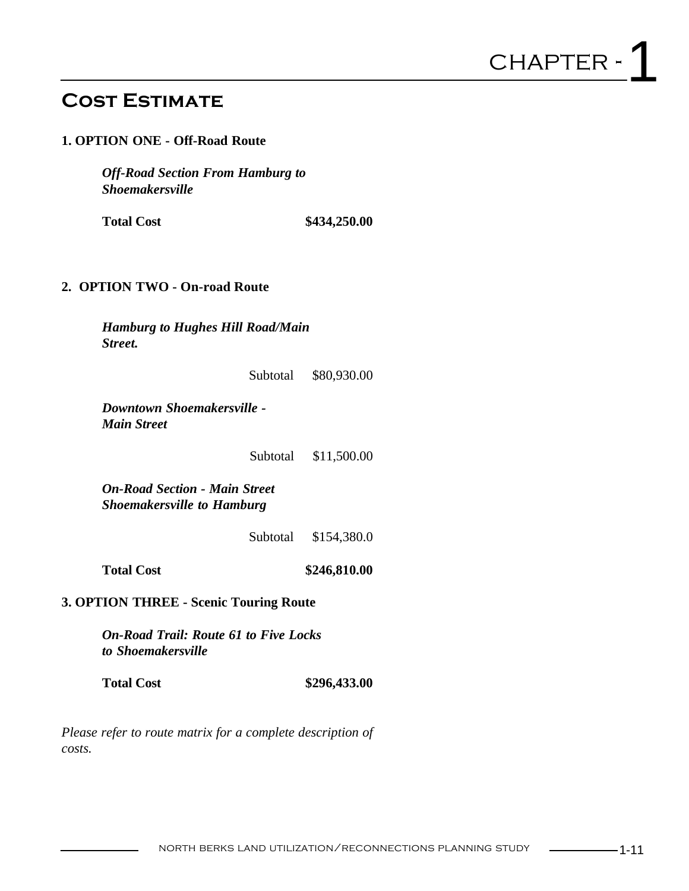# Cost Estimate

**1. OPTION ONE - Off-Road Route**

***Off-Road Section From Hamburg to Shoemakersville***

**Total Cost** **$434,250.00**

**2. OPTION TWO - On-road Route**

***Hamburg to Hughes Hill Road/Main Street.***

Subtotal $80,930.00

***Downtown Shoemakersville - Main Street***

Subtotal $11,500.00

***On-Road Section - Main Street Shoemakersville to Hamburg***

Subtotal $154,380.0

**Total Cost** **$246,810.00**

**3. OPTION THREE - Scenic Touring Route**

***On-Road Trail: Route 61 to Five Locks to Shoemakersville***

**Total Cost** **$296,433.00**

*Please refer to route matrix for a complete description of costs.*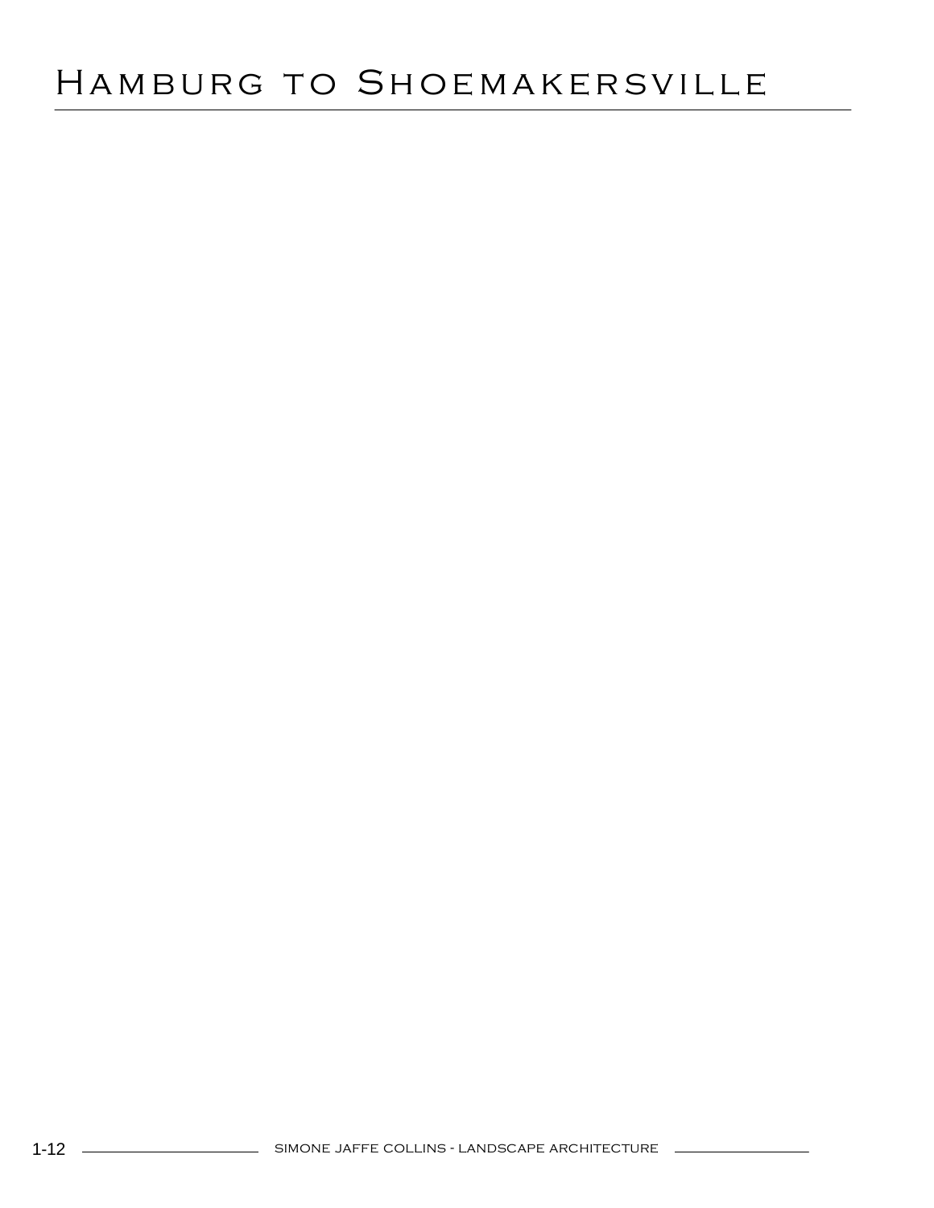# Hamburg to Shoemakersville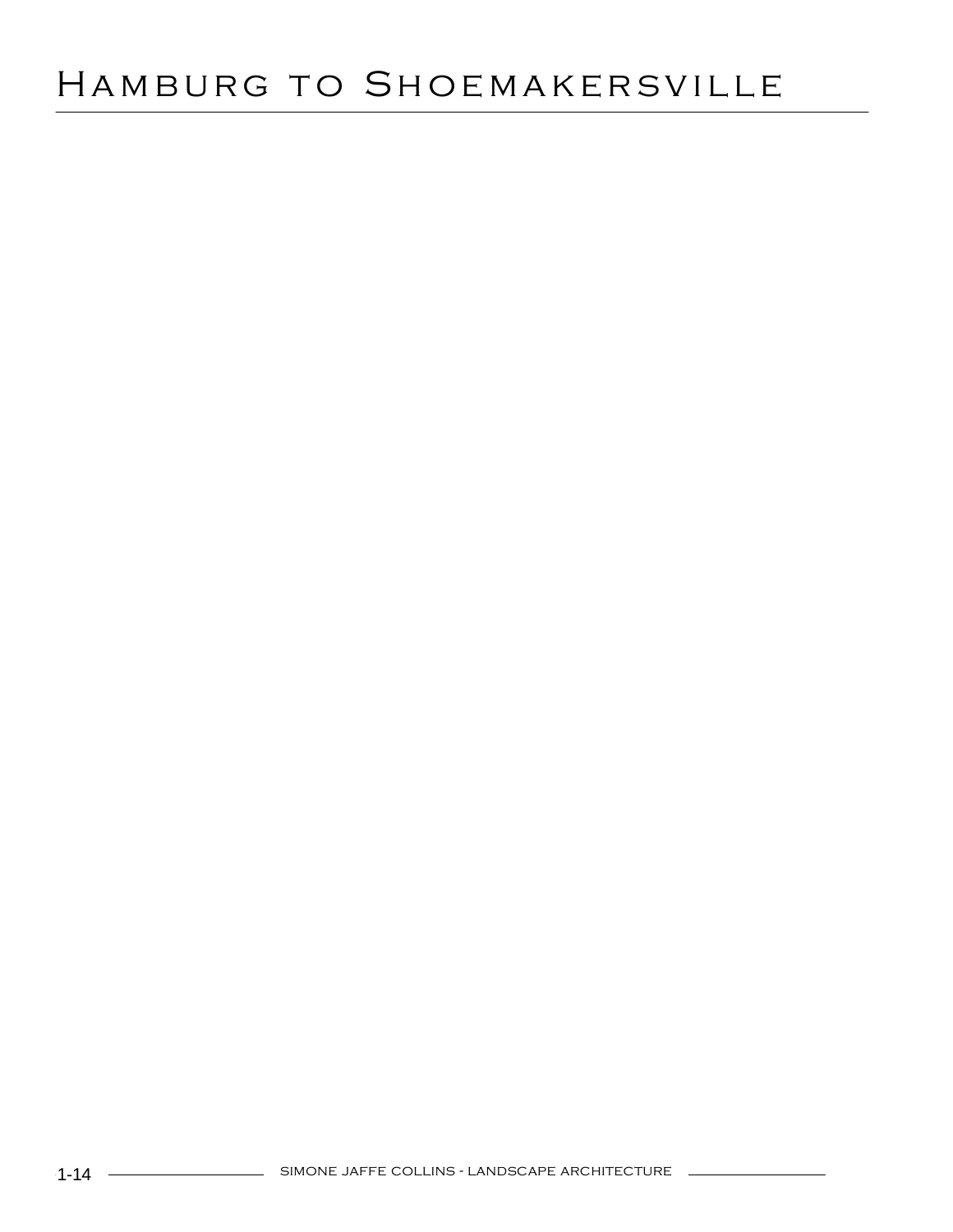# Hamburg to Shoemakersville